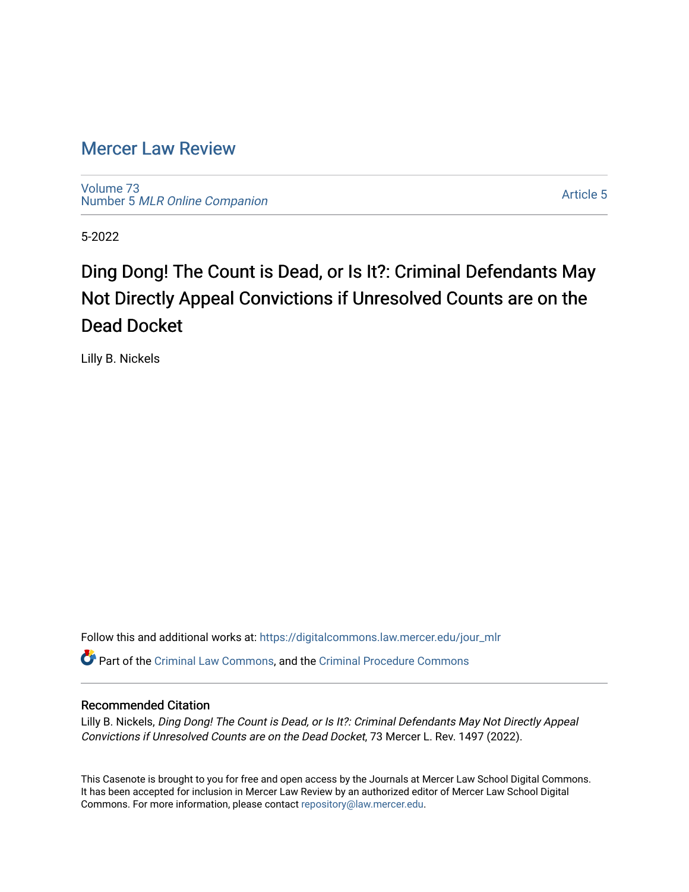# Mercer Law Review

Volume 73
Number 5 *MLR Online Companion*

Article 5

5-2022

## Ding Dong! The Count is Dead, or Is It?: Criminal Defendants May Not Directly Appeal Convictions if Unresolved Counts are on the Dead Docket

Lilly B. Nickels

Follow this and additional works at: https://digitalcommons.law.mercer.edu/jour_mlr

Part of the Criminal Law Commons, and the Criminal Procedure Commons

### Recommended Citation

Lilly B. Nickels, *Ding Dong! The Count is Dead, or Is It?: Criminal Defendants May Not Directly Appeal Convictions if Unresolved Counts are on the Dead Docket*, 73 Mercer L. Rev. 1497 (2022).

This Casenote is brought to you for free and open access by the Journals at Mercer Law School Digital Commons. It has been accepted for inclusion in Mercer Law Review by an authorized editor of Mercer Law School Digital Commons. For more information, please contact repository@law.mercer.edu.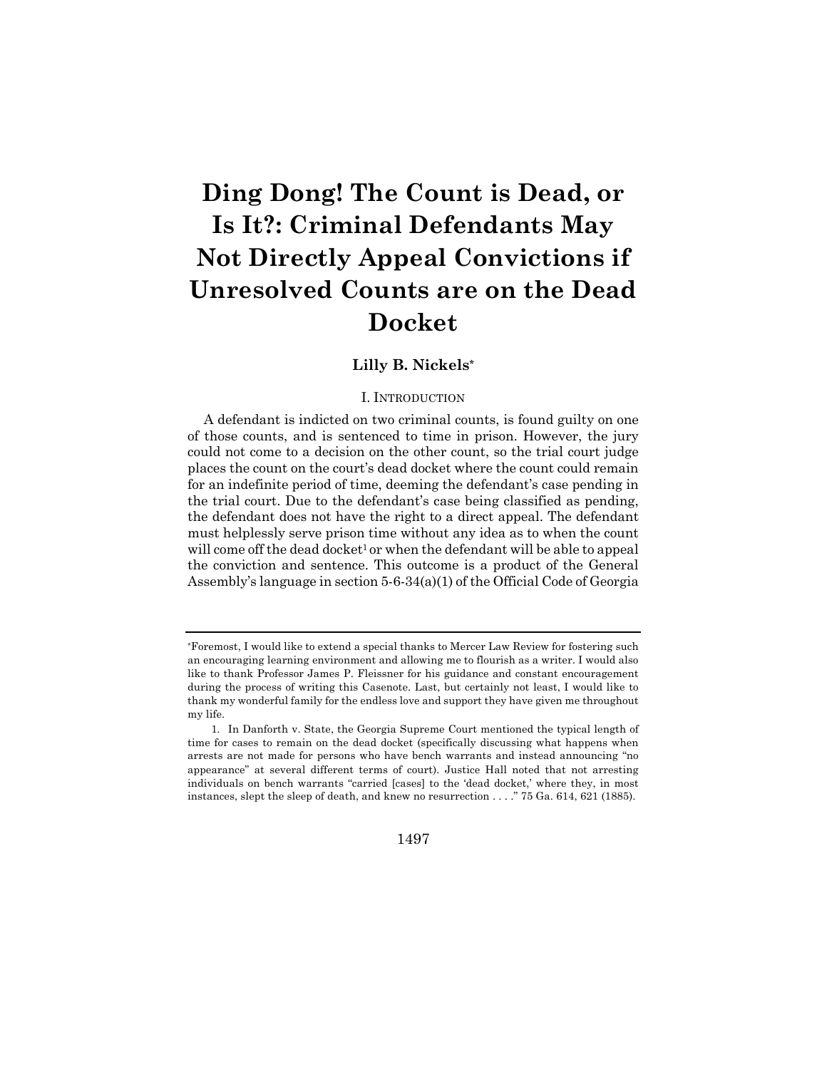# Ding Dong! The Count is Dead, or Is It?: Criminal Defendants May Not Directly Appeal Convictions if Unresolved Counts are on the Dead Docket

**Lilly B. Nickels***

## I. Introduction

A defendant is indicted on two criminal counts, is found guilty on one of those counts, and is sentenced to time in prison. However, the jury could not come to a decision on the other count, so the trial court judge places the count on the court's dead docket where the count could remain for an indefinite period of time, deeming the defendant's case pending in the trial court. Due to the defendant's case being classified as pending, the defendant does not have the right to a direct appeal. The defendant must helplessly serve prison time without any idea as to when the count will come off the dead docket[1] or when the defendant will be able to appeal the conviction and sentence. This outcome is a product of the General Assembly's language in section 5-6-34(a)(1) of the Official Code of Georgia

---

*Foremost, I would like to extend a special thanks to Mercer Law Review for fostering such an encouraging learning environment and allowing me to flourish as a writer. I would also like to thank Professor James P. Fleissner for his guidance and constant encouragement during the process of writing this Casenote. Last, but certainly not least, I would like to thank my wonderful family for the endless love and support they have given me throughout my life.

1. In Danforth v. State, the Georgia Supreme Court mentioned the typical length of time for cases to remain on the dead docket (specifically discussing what happens when arrests are not made for persons who have bench warrants and instead announcing "no appearance" at several different terms of court). Justice Hall noted that not arresting individuals on bench warrants "carried [cases] to the 'dead docket,' where they, in most instances, slept the sleep of death, and knew no resurrection . . . ." 75 Ga. 614, 621 (1885).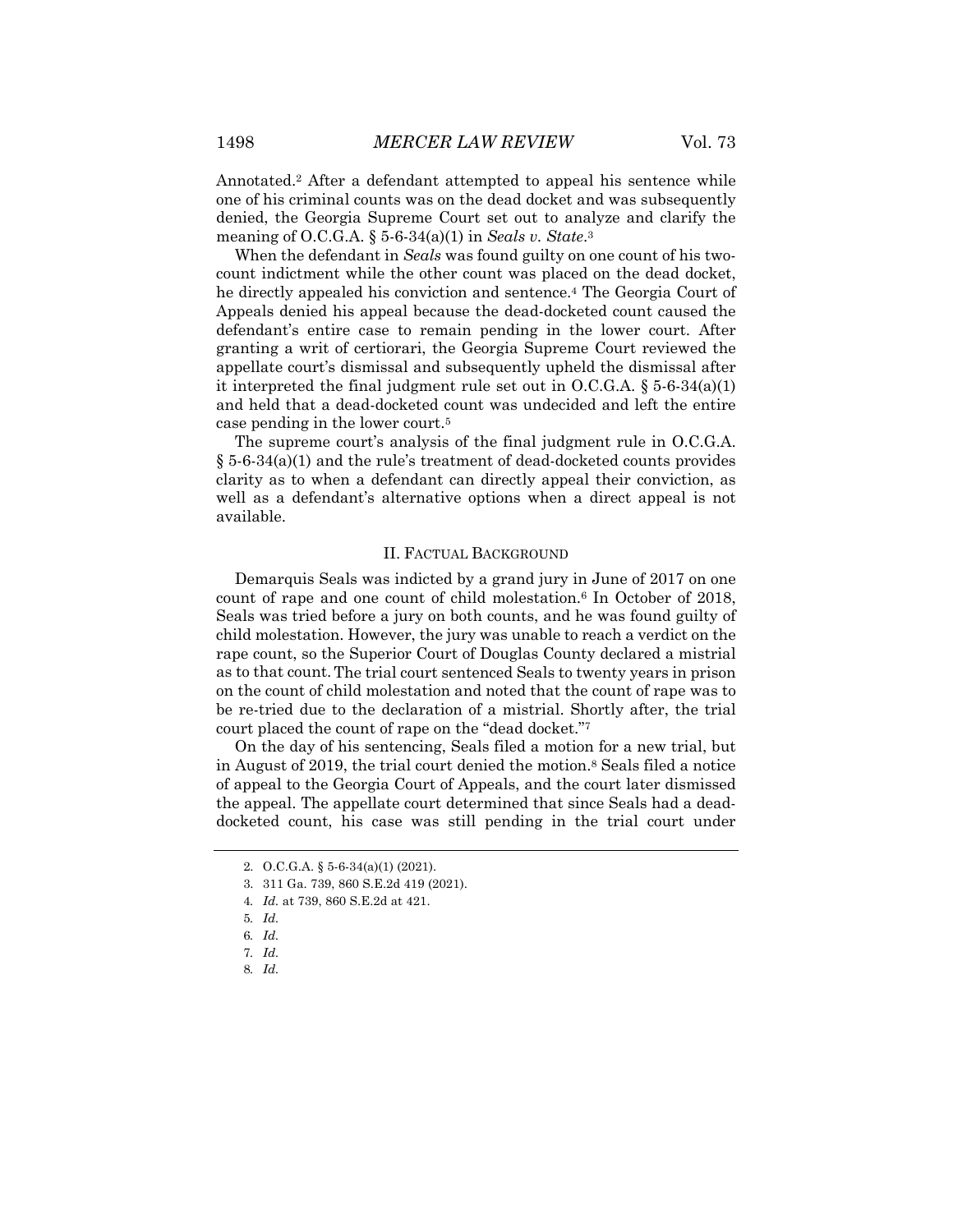Annotated.[2] After a defendant attempted to appeal his sentence while one of his criminal counts was on the dead docket and was subsequently denied, the Georgia Supreme Court set out to analyze and clarify the meaning of O.C.G.A. § 5-6-34(a)(1) in *Seals v. State*.[3]

When the defendant in *Seals* was found guilty on one count of his two-count indictment while the other count was placed on the dead docket, he directly appealed his conviction and sentence.[4] The Georgia Court of Appeals denied his appeal because the dead-docketed count caused the defendant's entire case to remain pending in the lower court. After granting a writ of certiorari, the Georgia Supreme Court reviewed the appellate court's dismissal and subsequently upheld the dismissal after it interpreted the final judgment rule set out in O.C.G.A. § 5-6-34(a)(1) and held that a dead-docketed count was undecided and left the entire case pending in the lower court.[5]

The supreme court's analysis of the final judgment rule in O.C.G.A. § 5-6-34(a)(1) and the rule's treatment of dead-docketed counts provides clarity as to when a defendant can directly appeal their conviction, as well as a defendant's alternative options when a direct appeal is not available.

## II. FACTUAL BACKGROUND

Demarquis Seals was indicted by a grand jury in June of 2017 on one count of rape and one count of child molestation.[6] In October of 2018, Seals was tried before a jury on both counts, and he was found guilty of child molestation. However, the jury was unable to reach a verdict on the rape count, so the Superior Court of Douglas County declared a mistrial as to that count. The trial court sentenced Seals to twenty years in prison on the count of child molestation and noted that the count of rape was to be re-tried due to the declaration of a mistrial. Shortly after, the trial court placed the count of rape on the "dead docket."[7]

On the day of his sentencing, Seals filed a motion for a new trial, but in August of 2019, the trial court denied the motion.[8] Seals filed a notice of appeal to the Georgia Court of Appeals, and the court later dismissed the appeal. The appellate court determined that since Seals had a dead-docketed count, his case was still pending in the trial court under

---

2. O.C.G.A. § 5-6-34(a)(1) (2021).
3. 311 Ga. 739, 860 S.E.2d 419 (2021).
4. *Id.* at 739, 860 S.E.2d at 421.
5. *Id.*
6. *Id.*
7. *Id.*
8. *Id.*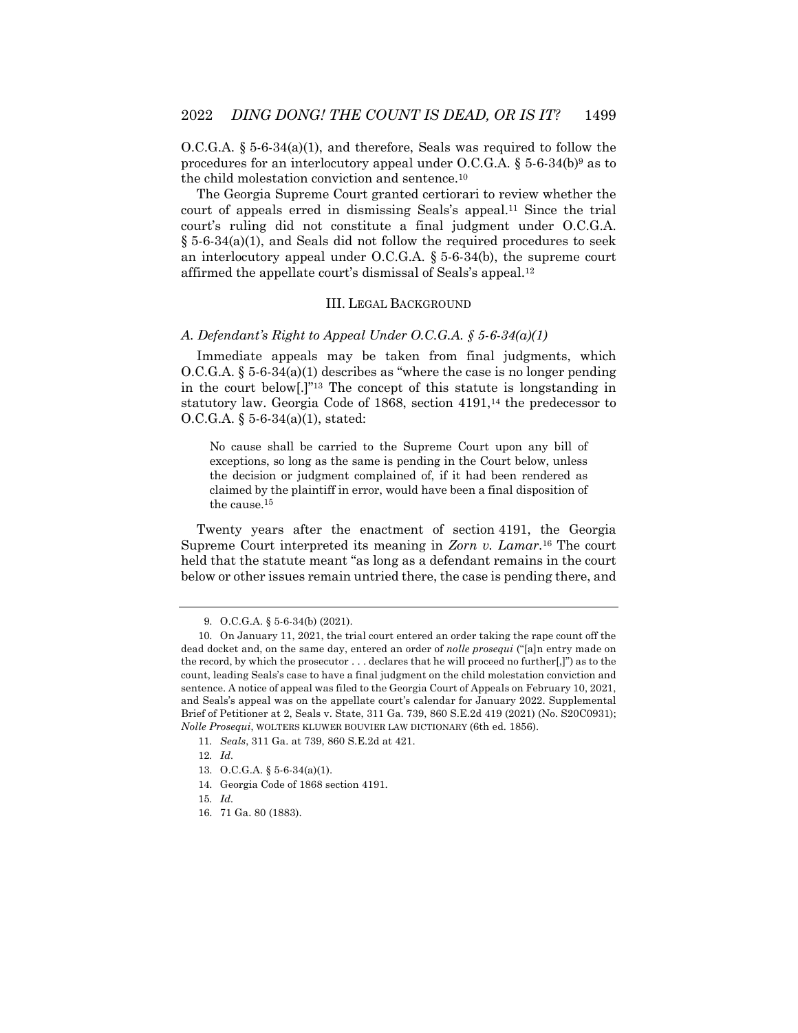O.C.G.A. § 5-6-34(a)(1), and therefore, Seals was required to follow the procedures for an interlocutory appeal under O.C.G.A. § 5-6-34(b)[9] as to the child molestation conviction and sentence.[10]

The Georgia Supreme Court granted certiorari to review whether the court of appeals erred in dismissing Seals's appeal.[11] Since the trial court's ruling did not constitute a final judgment under O.C.G.A. § 5-6-34(a)(1), and Seals did not follow the required procedures to seek an interlocutory appeal under O.C.G.A. § 5-6-34(b), the supreme court affirmed the appellate court's dismissal of Seals's appeal.[12]

## III. LEGAL BACKGROUND

### *A. Defendant's Right to Appeal Under O.C.G.A. § 5-6-34(a)(1)*

Immediate appeals may be taken from final judgments, which O.C.G.A. § 5-6-34(a)(1) describes as "where the case is no longer pending in the court below[.]"[13] The concept of this statute is longstanding in statutory law. Georgia Code of 1868, section 4191,[14] the predecessor to O.C.G.A. § 5-6-34(a)(1), stated:

> No cause shall be carried to the Supreme Court upon any bill of exceptions, so long as the same is pending in the Court below, unless the decision or judgment complained of, if it had been rendered as claimed by the plaintiff in error, would have been a final disposition of the cause.[15]

Twenty years after the enactment of section 4191, the Georgia Supreme Court interpreted its meaning in *Zorn v. Lamar*.[16] The court held that the statute meant "as long as a defendant remains in the court below or other issues remain untried there, the case is pending there, and

---

9. O.C.G.A. § 5-6-34(b) (2021).

10. On January 11, 2021, the trial court entered an order taking the rape count off the dead docket and, on the same day, entered an order of *nolle prosequi* ("[a]n entry made on the record, by which the prosecutor . . . declares that he will proceed no further[,]") as to the count, leading Seals's case to have a final judgment on the child molestation conviction and sentence. A notice of appeal was filed to the Georgia Court of Appeals on February 10, 2021, and Seals's appeal was on the appellate court's calendar for January 2022. Supplemental Brief of Petitioner at 2, Seals v. State, 311 Ga. 739, 860 S.E.2d 419 (2021) (No. S20C0931); *Nolle Prosequi*, WOLTERS KLUWER BOUVIER LAW DICTIONARY (6th ed. 1856).

11. *Seals*, 311 Ga. at 739, 860 S.E.2d at 421.

12. *Id.*

13. O.C.G.A. § 5-6-34(a)(1).

14. Georgia Code of 1868 section 4191.

15. *Id.*

16. 71 Ga. 80 (1883).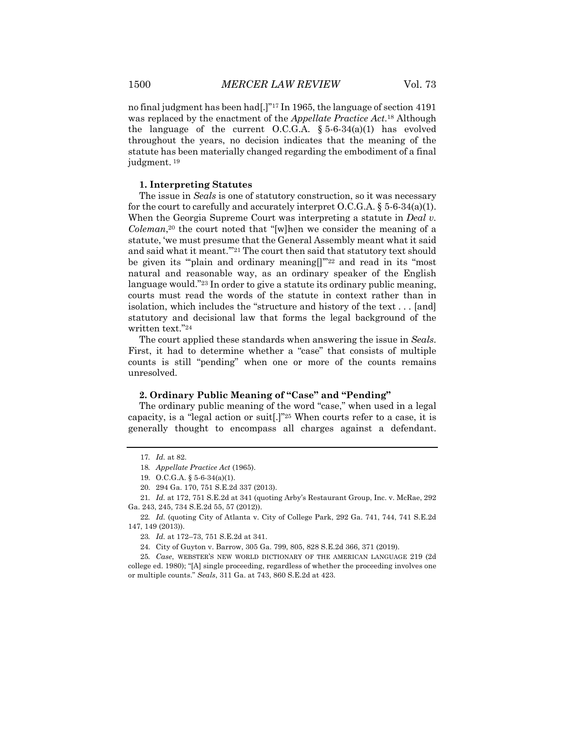no final judgment has been had[.]"[17] In 1965, the language of section 4191 was replaced by the enactment of the *Appellate Practice Act*.[18] Although the language of the current O.C.G.A. § 5-6-34(a)(1) has evolved throughout the years, no decision indicates that the meaning of the statute has been materially changed regarding the embodiment of a final judgment.[19]

### 1. Interpreting Statutes

The issue in *Seals* is one of statutory construction, so it was necessary for the court to carefully and accurately interpret O.C.G.A. § 5-6-34(a)(1). When the Georgia Supreme Court was interpreting a statute in *Deal v. Coleman*,[20] the court noted that "[w]hen we consider the meaning of a statute, 'we must presume that the General Assembly meant what it said and said what it meant.'"[21] The court then said that statutory text should be given its "'plain and ordinary meaning[]'"[22] and read in its "most natural and reasonable way, as an ordinary speaker of the English language would."[23] In order to give a statute its ordinary public meaning, courts must read the words of the statute in context rather than in isolation, which includes the "structure and history of the text . . . [and] statutory and decisional law that forms the legal background of the written text."[24]

The court applied these standards when answering the issue in *Seals*. First, it had to determine whether a "case" that consists of multiple counts is still "pending" when one or more of the counts remains unresolved.

### 2. Ordinary Public Meaning of "Case" and "Pending"

The ordinary public meaning of the word "case," when used in a legal capacity, is a "legal action or suit[.]"[25] When courts refer to a case, it is generally thought to encompass all charges against a defendant.

---

17. *Id.* at 82.

18. *Appellate Practice Act* (1965).

19. O.C.G.A. § 5-6-34(a)(1).

20. 294 Ga. 170, 751 S.E.2d 337 (2013).

21. *Id.* at 172, 751 S.E.2d at 341 (quoting Arby's Restaurant Group, Inc. v. McRae, 292 Ga. 243, 245, 734 S.E.2d 55, 57 (2012)).

22. *Id.* (quoting City of Atlanta v. City of College Park, 292 Ga. 741, 744, 741 S.E.2d 147, 149 (2013)).

23. *Id.* at 172–73, 751 S.E.2d at 341.

24. City of Guyton v. Barrow, 305 Ga. 799, 805, 828 S.E.2d 366, 371 (2019).

25. *Case*, WEBSTER'S NEW WORLD DICTIONARY OF THE AMERICAN LANGUAGE 219 (2d college ed. 1980); "[A] single proceeding, regardless of whether the proceeding involves one or multiple counts." *Seals*, 311 Ga. at 743, 860 S.E.2d at 423.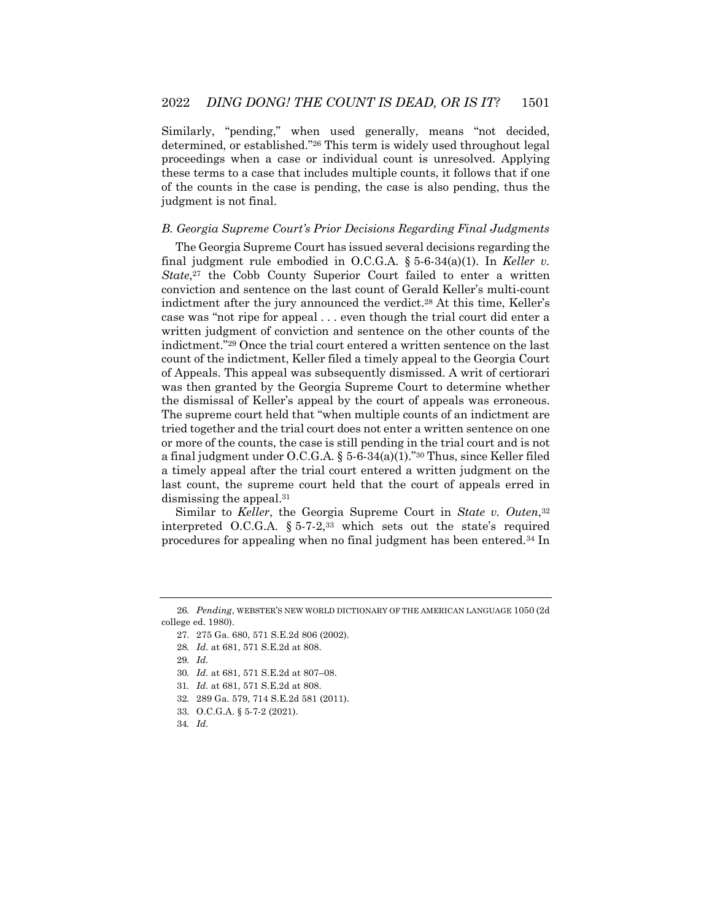Similarly, "pending," when used generally, means "not decided, determined, or established."[26] This term is widely used throughout legal proceedings when a case or individual count is unresolved. Applying these terms to a case that includes multiple counts, it follows that if one of the counts in the case is pending, the case is also pending, thus the judgment is not final.

### *B. Georgia Supreme Court's Prior Decisions Regarding Final Judgments*

The Georgia Supreme Court has issued several decisions regarding the final judgment rule embodied in O.C.G.A. § 5-6-34(a)(1). In *Keller v. State*,[27] the Cobb County Superior Court failed to enter a written conviction and sentence on the last count of Gerald Keller's multi-count indictment after the jury announced the verdict.[28] At this time, Keller's case was "not ripe for appeal . . . even though the trial court did enter a written judgment of conviction and sentence on the other counts of the indictment."[29] Once the trial court entered a written sentence on the last count of the indictment, Keller filed a timely appeal to the Georgia Court of Appeals. This appeal was subsequently dismissed. A writ of certiorari was then granted by the Georgia Supreme Court to determine whether the dismissal of Keller's appeal by the court of appeals was erroneous. The supreme court held that "when multiple counts of an indictment are tried together and the trial court does not enter a written sentence on one or more of the counts, the case is still pending in the trial court and is not a final judgment under O.C.G.A. § 5-6-34(a)(1)."[30] Thus, since Keller filed a timely appeal after the trial court entered a written judgment on the last count, the supreme court held that the court of appeals erred in dismissing the appeal.[31]

Similar to *Keller*, the Georgia Supreme Court in *State v. Outen*,[32] interpreted O.C.G.A. § 5-7-2,[33] which sets out the state's required procedures for appealing when no final judgment has been entered.[34] In

---

26. *Pending*, WEBSTER'S NEW WORLD DICTIONARY OF THE AMERICAN LANGUAGE 1050 (2d college ed. 1980).

27. 275 Ga. 680, 571 S.E.2d 806 (2002).

28. *Id.* at 681, 571 S.E.2d at 808.

29. *Id.*

30. *Id.* at 681, 571 S.E.2d at 807–08.

31. *Id.* at 681, 571 S.E.2d at 808.

32. 289 Ga. 579, 714 S.E.2d 581 (2011).

33. O.C.G.A. § 5-7-2 (2021).

34. *Id.*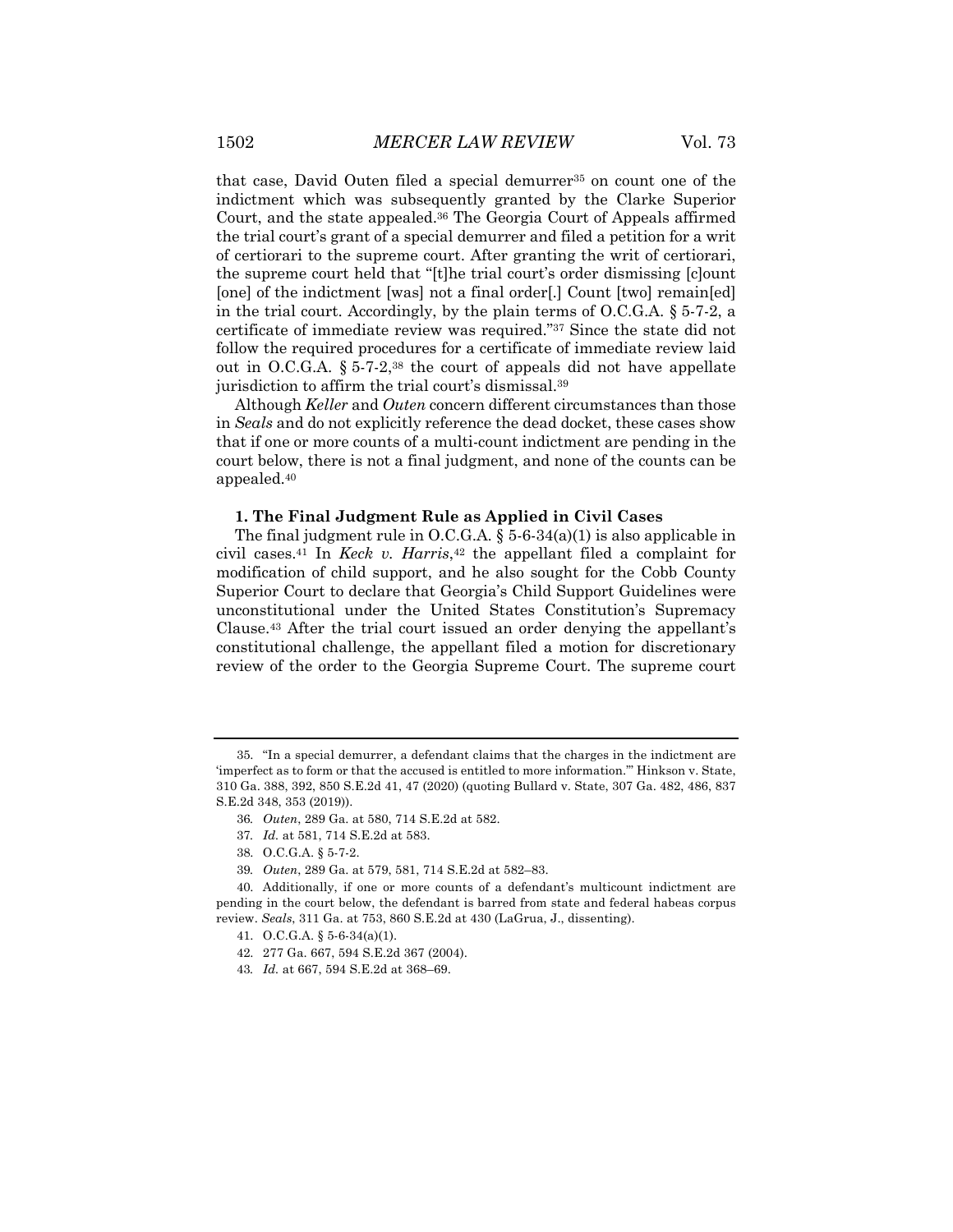that case, David Outen filed a special demurrer[35] on count one of the indictment which was subsequently granted by the Clarke Superior Court, and the state appealed.[36] The Georgia Court of Appeals affirmed the trial court's grant of a special demurrer and filed a petition for a writ of certiorari to the supreme court. After granting the writ of certiorari, the supreme court held that "[t]he trial court's order dismissing [c]ount [one] of the indictment [was] not a final order[.] Count [two] remain[ed] in the trial court. Accordingly, by the plain terms of O.C.G.A. § 5-7-2, a certificate of immediate review was required."[37] Since the state did not follow the required procedures for a certificate of immediate review laid out in O.C.G.A. § 5-7-2,[38] the court of appeals did not have appellate jurisdiction to affirm the trial court's dismissal.[39]

Although *Keller* and *Outen* concern different circumstances than those in *Seals* and do not explicitly reference the dead docket, these cases show that if one or more counts of a multi-count indictment are pending in the court below, there is not a final judgment, and none of the counts can be appealed.[40]

### 1. The Final Judgment Rule as Applied in Civil Cases

The final judgment rule in O.C.G.A. § 5-6-34(a)(1) is also applicable in civil cases.[41] In *Keck v. Harris*,[42] the appellant filed a complaint for modification of child support, and he also sought for the Cobb County Superior Court to declare that Georgia's Child Support Guidelines were unconstitutional under the United States Constitution's Supremacy Clause.[43] After the trial court issued an order denying the appellant's constitutional challenge, the appellant filed a motion for discretionary review of the order to the Georgia Supreme Court. The supreme court

---

35. "In a special demurrer, a defendant claims that the charges in the indictment are 'imperfect as to form or that the accused is entitled to more information.'" Hinkson v. State, 310 Ga. 388, 392, 850 S.E.2d 41, 47 (2020) (quoting Bullard v. State, 307 Ga. 482, 486, 837 S.E.2d 348, 353 (2019)).

36. *Outen*, 289 Ga. at 580, 714 S.E.2d at 582.

37. *Id.* at 581, 714 S.E.2d at 583.

38. O.C.G.A. § 5-7-2.

39. *Outen*, 289 Ga. at 579, 581, 714 S.E.2d at 582–83.

40. Additionally, if one or more counts of a defendant's multicount indictment are pending in the court below, the defendant is barred from state and federal habeas corpus review. *Seals*, 311 Ga. at 753, 860 S.E.2d at 430 (LaGrua, J., dissenting).

41. O.C.G.A. § 5-6-34(a)(1).

42. 277 Ga. 667, 594 S.E.2d 367 (2004).

43. *Id.* at 667, 594 S.E.2d at 368–69.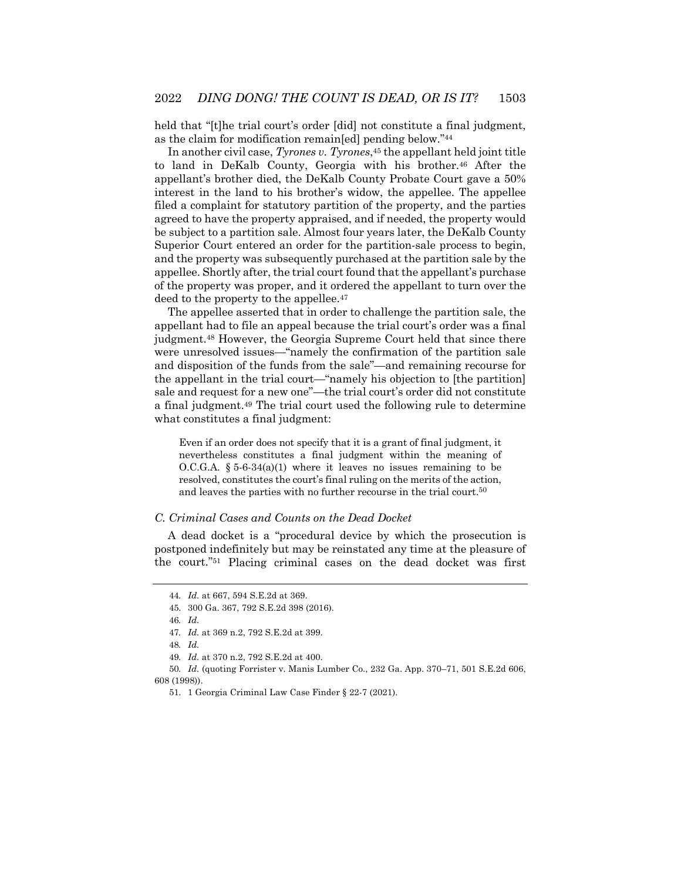held that "[t]he trial court's order [did] not constitute a final judgment, as the claim for modification remain[ed] pending below."[44]

In another civil case, *Tyrones v. Tyrones*,[45] the appellant held joint title to land in DeKalb County, Georgia with his brother.[46] After the appellant's brother died, the DeKalb County Probate Court gave a 50% interest in the land to his brother's widow, the appellee. The appellee filed a complaint for statutory partition of the property, and the parties agreed to have the property appraised, and if needed, the property would be subject to a partition sale. Almost four years later, the DeKalb County Superior Court entered an order for the partition-sale process to begin, and the property was subsequently purchased at the partition sale by the appellee. Shortly after, the trial court found that the appellant's purchase of the property was proper, and it ordered the appellant to turn over the deed to the property to the appellee.[47]

The appellee asserted that in order to challenge the partition sale, the appellant had to file an appeal because the trial court's order was a final judgment.[48] However, the Georgia Supreme Court held that since there were unresolved issues—"namely the confirmation of the partition sale and disposition of the funds from the sale"—and remaining recourse for the appellant in the trial court—"namely his objection to [the partition] sale and request for a new one"—the trial court's order did not constitute a final judgment.[49] The trial court used the following rule to determine what constitutes a final judgment:

> Even if an order does not specify that it is a grant of final judgment, it nevertheless constitutes a final judgment within the meaning of O.C.G.A. § 5-6-34(a)(1) where it leaves no issues remaining to be resolved, constitutes the court's final ruling on the merits of the action, and leaves the parties with no further recourse in the trial court.[50]

### *C. Criminal Cases and Counts on the Dead Docket*

A dead docket is a "procedural device by which the prosecution is postponed indefinitely but may be reinstated any time at the pleasure of the court."[51] Placing criminal cases on the dead docket was first

---

44. *Id.* at 667, 594 S.E.2d at 369.

45. 300 Ga. 367, 792 S.E.2d 398 (2016).

46. *Id.*

47. *Id.* at 369 n.2, 792 S.E.2d at 399.

48. *Id.*

49. *Id.* at 370 n.2, 792 S.E.2d at 400.

50. *Id.* (quoting Forrister v. Manis Lumber Co., 232 Ga. App. 370–71, 501 S.E.2d 606, 608 (1998)).

51. 1 Georgia Criminal Law Case Finder § 22-7 (2021).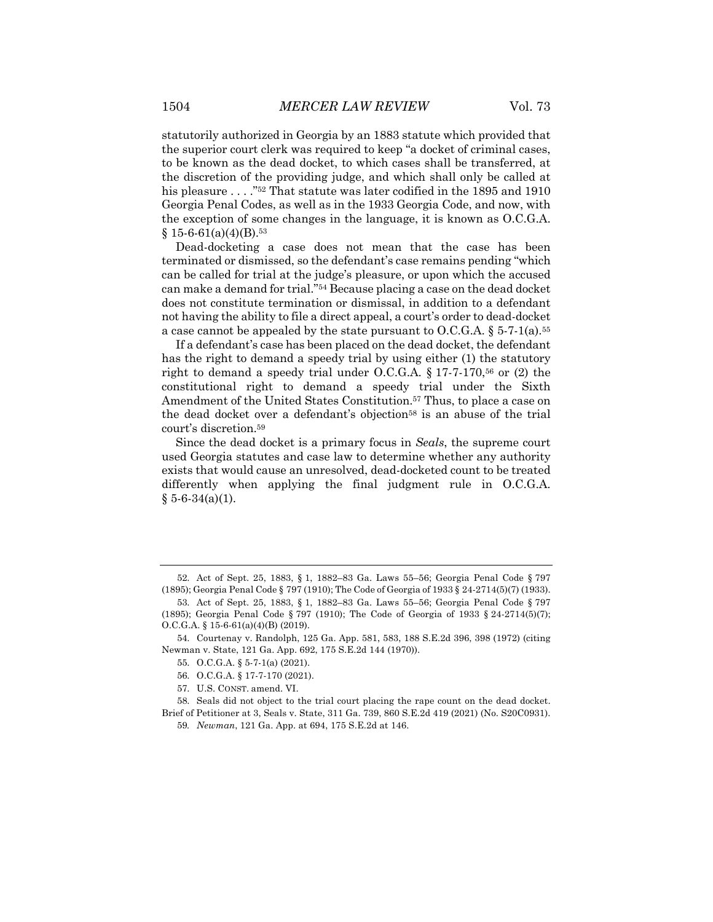statutorily authorized in Georgia by an 1883 statute which provided that the superior court clerk was required to keep "a docket of criminal cases, to be known as the dead docket, to which cases shall be transferred, at the discretion of the providing judge, and which shall only be called at his pleasure . . . ."[52] That statute was later codified in the 1895 and 1910 Georgia Penal Codes, as well as in the 1933 Georgia Code, and now, with the exception of some changes in the language, it is known as O.C.G.A. § 15-6-61(a)(4)(B).[53]

Dead-docketing a case does not mean that the case has been terminated or dismissed, so the defendant's case remains pending "which can be called for trial at the judge's pleasure, or upon which the accused can make a demand for trial."[54] Because placing a case on the dead docket does not constitute termination or dismissal, in addition to a defendant not having the ability to file a direct appeal, a court's order to dead-docket a case cannot be appealed by the state pursuant to O.C.G.A. § 5-7-1(a).[55]

If a defendant's case has been placed on the dead docket, the defendant has the right to demand a speedy trial by using either (1) the statutory right to demand a speedy trial under O.C.G.A. § 17-7-170,[56] or (2) the constitutional right to demand a speedy trial under the Sixth Amendment of the United States Constitution.[57] Thus, to place a case on the dead docket over a defendant's objection[58] is an abuse of the trial court's discretion.[59]

Since the dead docket is a primary focus in *Seals*, the supreme court used Georgia statutes and case law to determine whether any authority exists that would cause an unresolved, dead-docketed count to be treated differently when applying the final judgment rule in O.C.G.A. § 5-6-34(a)(1).

---

52. Act of Sept. 25, 1883, § 1, 1882–83 Ga. Laws 55–56; Georgia Penal Code § 797 (1895); Georgia Penal Code § 797 (1910); The Code of Georgia of 1933 § 24-2714(5)(7) (1933).

53. Act of Sept. 25, 1883, § 1, 1882–83 Ga. Laws 55–56; Georgia Penal Code § 797 (1895); Georgia Penal Code § 797 (1910); The Code of Georgia of 1933 § 24-2714(5)(7); O.C.G.A. § 15-6-61(a)(4)(B) (2019).

54. Courtenay v. Randolph, 125 Ga. App. 581, 583, 188 S.E.2d 396, 398 (1972) (citing Newman v. State, 121 Ga. App. 692, 175 S.E.2d 144 (1970)).

55. O.C.G.A. § 5-7-1(a) (2021).

56. O.C.G.A. § 17-7-170 (2021).

57. U.S. CONST. amend. VI.

58. Seals did not object to the trial court placing the rape count on the dead docket. Brief of Petitioner at 3, Seals v. State, 311 Ga. 739, 860 S.E.2d 419 (2021) (No. S20C0931).

59. *Newman*, 121 Ga. App. at 694, 175 S.E.2d at 146.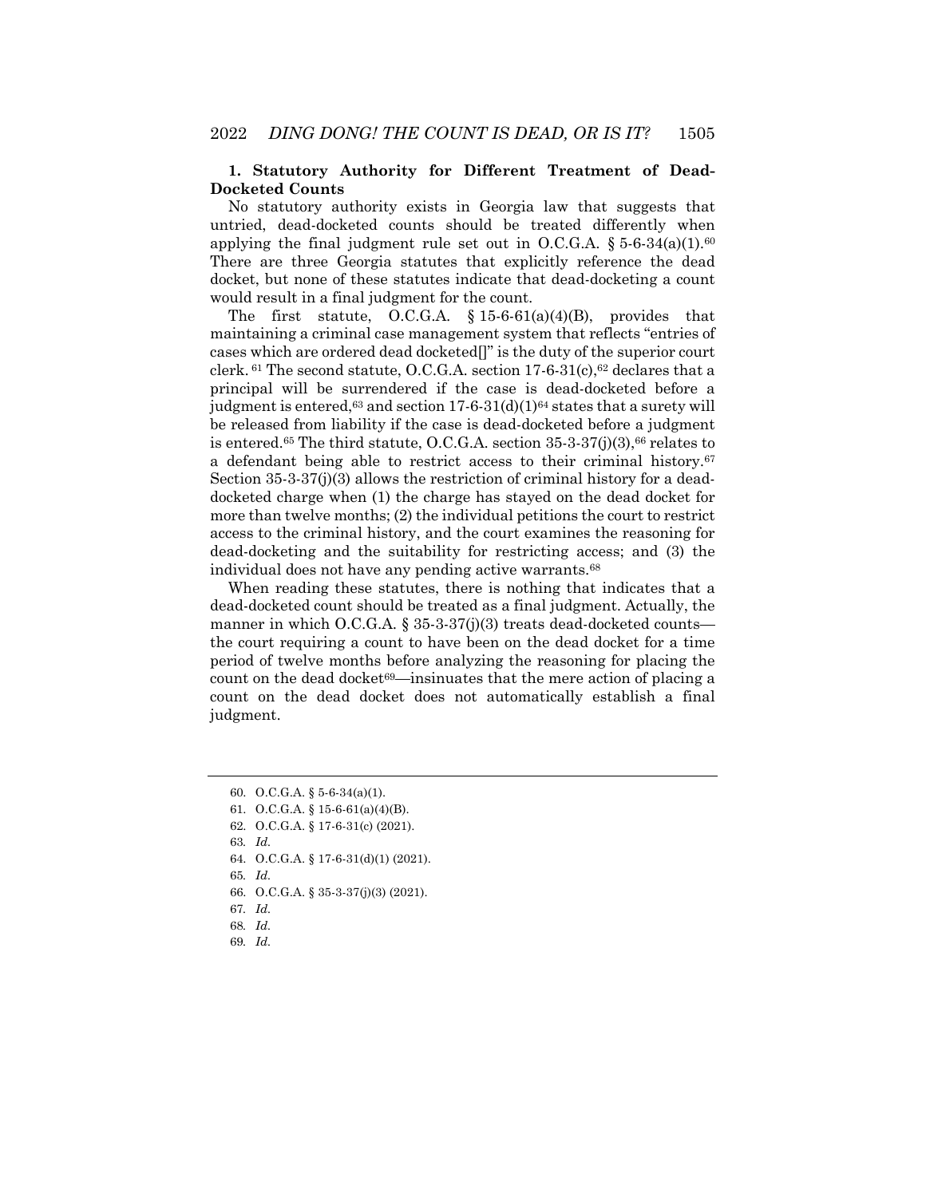### 1. Statutory Authority for Different Treatment of Dead-Docketed Counts

No statutory authority exists in Georgia law that suggests that untried, dead-docketed counts should be treated differently when applying the final judgment rule set out in O.C.G.A. § 5-6-34(a)(1).[60] There are three Georgia statutes that explicitly reference the dead docket, but none of these statutes indicate that dead-docketing a count would result in a final judgment for the count.

The first statute, O.C.G.A. § 15-6-61(a)(4)(B), provides that maintaining a criminal case management system that reflects "entries of cases which are ordered dead docketed[]" is the duty of the superior court clerk.[61] The second statute, O.C.G.A. section 17-6-31(c),[62] declares that a principal will be surrendered if the case is dead-docketed before a judgment is entered,[63] and section 17-6-31(d)(1)[64] states that a surety will be released from liability if the case is dead-docketed before a judgment is entered.[65] The third statute, O.C.G.A. section 35-3-37(j)(3),[66] relates to a defendant being able to restrict access to their criminal history.[67] Section 35-3-37(j)(3) allows the restriction of criminal history for a dead-docketed charge when (1) the charge has stayed on the dead docket for more than twelve months; (2) the individual petitions the court to restrict access to the criminal history, and the court examines the reasoning for dead-docketing and the suitability for restricting access; and (3) the individual does not have any pending active warrants.[68]

When reading these statutes, there is nothing that indicates that a dead-docketed count should be treated as a final judgment. Actually, the manner in which O.C.G.A. § 35-3-37(j)(3) treats dead-docketed counts—the court requiring a count to have been on the dead docket for a time period of twelve months before analyzing the reasoning for placing the count on the dead docket[69]—insinuates that the mere action of placing a count on the dead docket does not automatically establish a final judgment.

---

60. O.C.G.A. § 5-6-34(a)(1).
61. O.C.G.A. § 15-6-61(a)(4)(B).
62. O.C.G.A. § 17-6-31(c) (2021).
63. *Id.*
64. O.C.G.A. § 17-6-31(d)(1) (2021).
65. *Id.*
66. O.C.G.A. § 35-3-37(j)(3) (2021).
67. *Id.*
68. *Id.*
69. *Id.*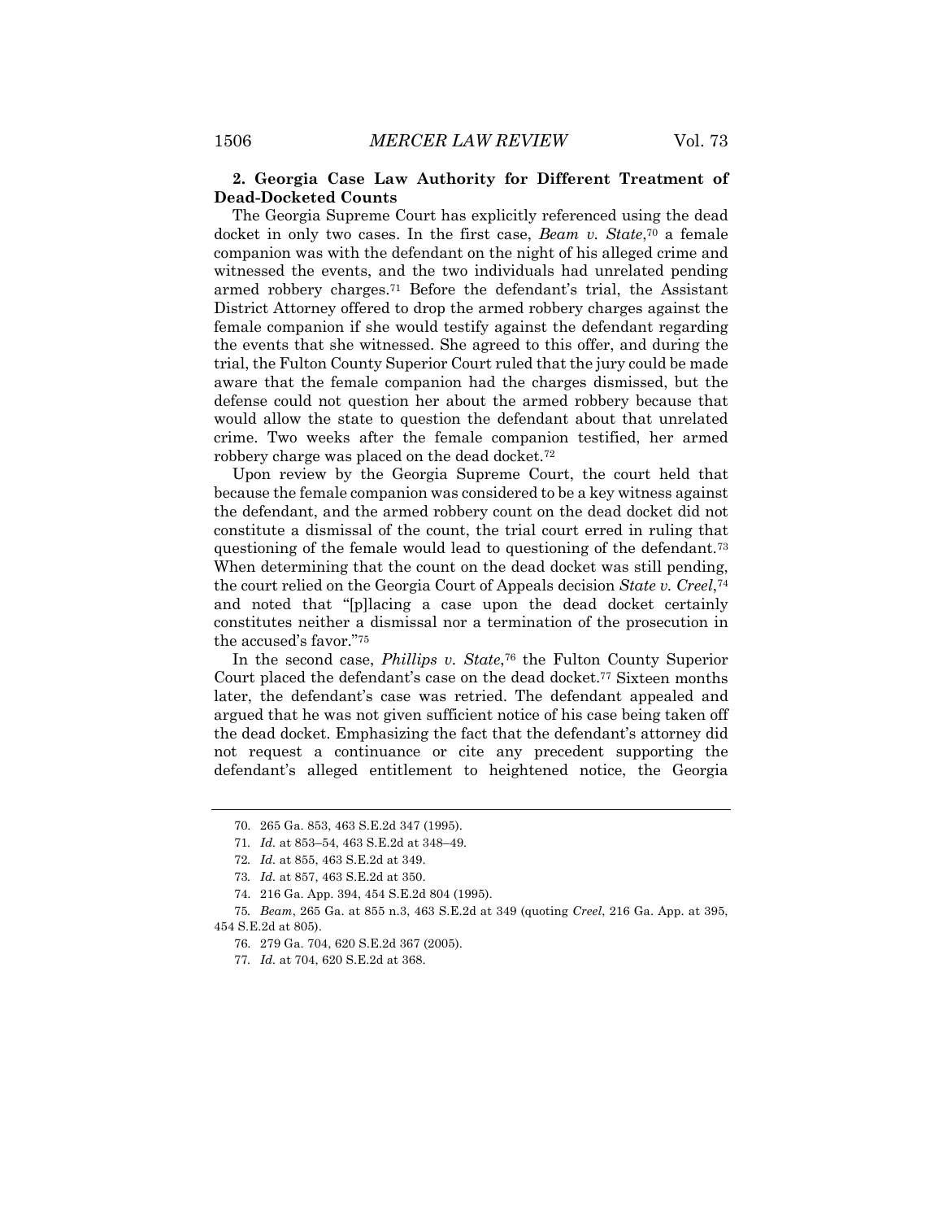### 2. Georgia Case Law Authority for Different Treatment of Dead-Docketed Counts

The Georgia Supreme Court has explicitly referenced using the dead docket in only two cases. In the first case, *Beam v. State*,[70] a female companion was with the defendant on the night of his alleged crime and witnessed the events, and the two individuals had unrelated pending armed robbery charges.[71] Before the defendant's trial, the Assistant District Attorney offered to drop the armed robbery charges against the female companion if she would testify against the defendant regarding the events that she witnessed. She agreed to this offer, and during the trial, the Fulton County Superior Court ruled that the jury could be made aware that the female companion had the charges dismissed, but the defense could not question her about the armed robbery because that would allow the state to question the defendant about that unrelated crime. Two weeks after the female companion testified, her armed robbery charge was placed on the dead docket.[72]

Upon review by the Georgia Supreme Court, the court held that because the female companion was considered to be a key witness against the defendant, and the armed robbery count on the dead docket did not constitute a dismissal of the count, the trial court erred in ruling that questioning of the female would lead to questioning of the defendant.[73] When determining that the count on the dead docket was still pending, the court relied on the Georgia Court of Appeals decision *State v. Creel*,[74] and noted that "[p]lacing a case upon the dead docket certainly constitutes neither a dismissal nor a termination of the prosecution in the accused's favor."[75]

In the second case, *Phillips v. State*,[76] the Fulton County Superior Court placed the defendant's case on the dead docket.[77] Sixteen months later, the defendant's case was retried. The defendant appealed and argued that he was not given sufficient notice of his case being taken off the dead docket. Emphasizing the fact that the defendant's attorney did not request a continuance or cite any precedent supporting the defendant's alleged entitlement to heightened notice, the Georgia

---

70. 265 Ga. 853, 463 S.E.2d 347 (1995).

71. *Id.* at 853–54, 463 S.E.2d at 348–49.

72. *Id.* at 855, 463 S.E.2d at 349.

73. *Id.* at 857, 463 S.E.2d at 350.

74. 216 Ga. App. 394, 454 S.E.2d 804 (1995).

75. *Beam*, 265 Ga. at 855 n.3, 463 S.E.2d at 349 (quoting *Creel*, 216 Ga. App. at 395, 454 S.E.2d at 805).

76. 279 Ga. 704, 620 S.E.2d 367 (2005).

77. *Id.* at 704, 620 S.E.2d at 368.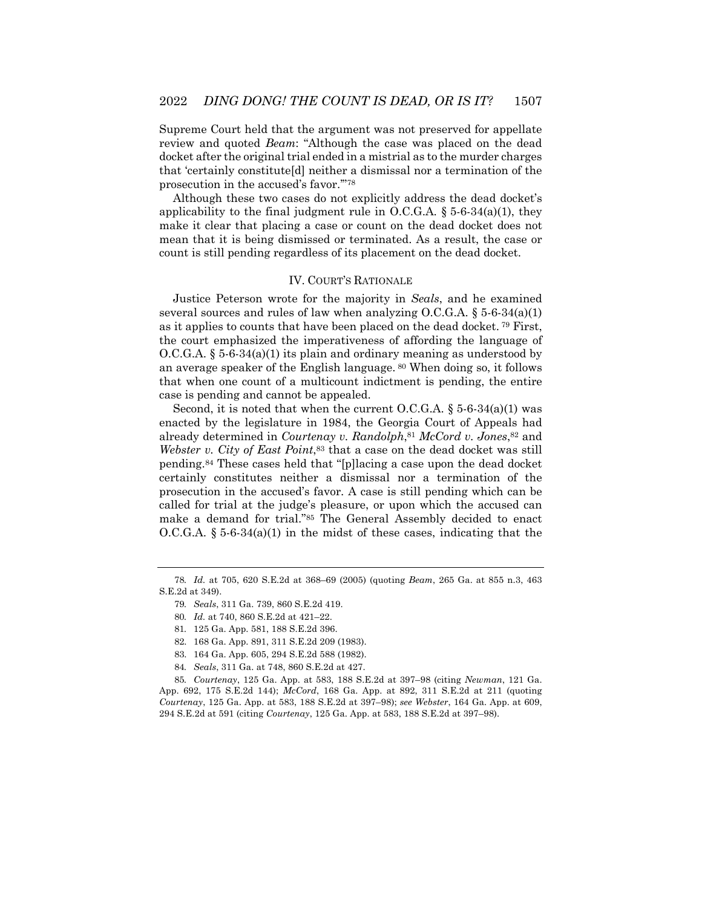Supreme Court held that the argument was not preserved for appellate review and quoted *Beam*: "Although the case was placed on the dead docket after the original trial ended in a mistrial as to the murder charges that 'certainly constitute[d] neither a dismissal nor a termination of the prosecution in the accused's favor.'"[78]

Although these two cases do not explicitly address the dead docket's applicability to the final judgment rule in O.C.G.A. § 5-6-34(a)(1), they make it clear that placing a case or count on the dead docket does not mean that it is being dismissed or terminated. As a result, the case or count is still pending regardless of its placement on the dead docket.

## IV. COURT'S RATIONALE

Justice Peterson wrote for the majority in *Seals*, and he examined several sources and rules of law when analyzing O.C.G.A. § 5-6-34(a)(1) as it applies to counts that have been placed on the dead docket.[79] First, the court emphasized the imperativeness of affording the language of O.C.G.A. § 5-6-34(a)(1) its plain and ordinary meaning as understood by an average speaker of the English language.[80] When doing so, it follows that when one count of a multicount indictment is pending, the entire case is pending and cannot be appealed.

Second, it is noted that when the current O.C.G.A. § 5-6-34(a)(1) was enacted by the legislature in 1984, the Georgia Court of Appeals had already determined in *Courtenay v. Randolph*,[81] *McCord v. Jones*,[82] and *Webster v. City of East Point*,[83] that a case on the dead docket was still pending.[84] These cases held that "[p]lacing a case upon the dead docket certainly constitutes neither a dismissal nor a termination of the prosecution in the accused's favor. A case is still pending which can be called for trial at the judge's pleasure, or upon which the accused can make a demand for trial."[85] The General Assembly decided to enact O.C.G.A. § 5-6-34(a)(1) in the midst of these cases, indicating that the

---

78. *Id.* at 705, 620 S.E.2d at 368–69 (2005) (quoting *Beam*, 265 Ga. at 855 n.3, 463 S.E.2d at 349).

79. *Seals*, 311 Ga. 739, 860 S.E.2d 419.

80. *Id.* at 740, 860 S.E.2d at 421–22.

81. 125 Ga. App. 581, 188 S.E.2d 396.

82. 168 Ga. App. 891, 311 S.E.2d 209 (1983).

83. 164 Ga. App. 605, 294 S.E.2d 588 (1982).

84. *Seals*, 311 Ga. at 748, 860 S.E.2d at 427.

85. *Courtenay*, 125 Ga. App. at 583, 188 S.E.2d at 397–98 (citing *Newman*, 121 Ga. App. 692, 175 S.E.2d 144); *McCord*, 168 Ga. App. at 892, 311 S.E.2d at 211 (quoting *Courtenay*, 125 Ga. App. at 583, 188 S.E.2d at 397–98); *see Webster*, 164 Ga. App. at 609, 294 S.E.2d at 591 (citing *Courtenay*, 125 Ga. App. at 583, 188 S.E.2d at 397–98).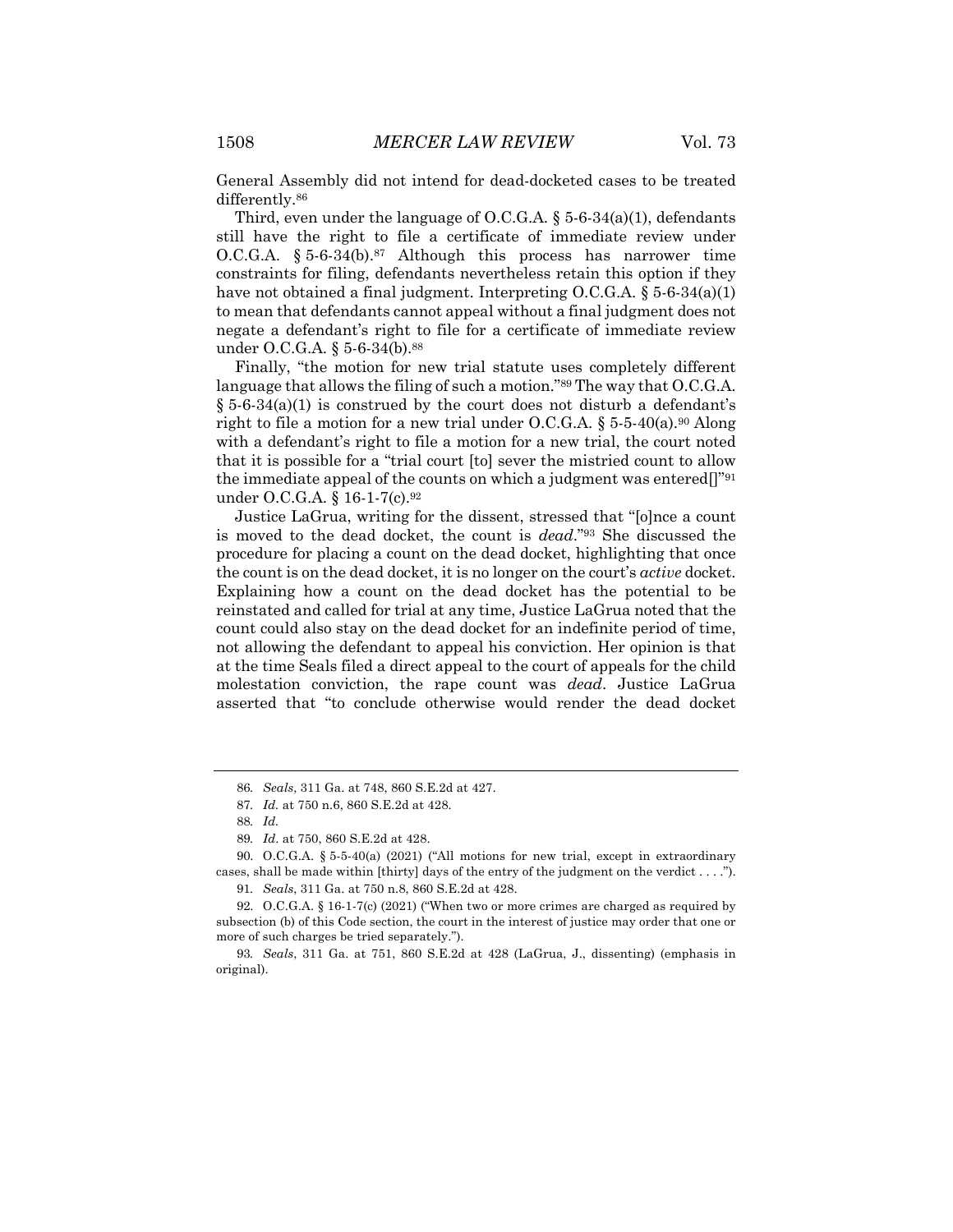General Assembly did not intend for dead-docketed cases to be treated differently.[86]

Third, even under the language of O.C.G.A. § 5-6-34(a)(1), defendants still have the right to file a certificate of immediate review under O.C.G.A. § 5-6-34(b).[87] Although this process has narrower time constraints for filing, defendants nevertheless retain this option if they have not obtained a final judgment. Interpreting O.C.G.A. § 5-6-34(a)(1) to mean that defendants cannot appeal without a final judgment does not negate a defendant's right to file for a certificate of immediate review under O.C.G.A. § 5-6-34(b).[88]

Finally, "the motion for new trial statute uses completely different language that allows the filing of such a motion."[89] The way that O.C.G.A. § 5-6-34(a)(1) is construed by the court does not disturb a defendant's right to file a motion for a new trial under O.C.G.A. § 5-5-40(a).[90] Along with a defendant's right to file a motion for a new trial, the court noted that it is possible for a "trial court [to] sever the mistried count to allow the immediate appeal of the counts on which a judgment was entered[]"[91] under O.C.G.A. § 16-1-7(c).[92]

Justice LaGrua, writing for the dissent, stressed that "[o]nce a count is moved to the dead docket, the count is *dead*."[93] She discussed the procedure for placing a count on the dead docket, highlighting that once the count is on the dead docket, it is no longer on the court's *active* docket. Explaining how a count on the dead docket has the potential to be reinstated and called for trial at any time, Justice LaGrua noted that the count could also stay on the dead docket for an indefinite period of time, not allowing the defendant to appeal his conviction. Her opinion is that at the time Seals filed a direct appeal to the court of appeals for the child molestation conviction, the rape count was *dead*. Justice LaGrua asserted that "to conclude otherwise would render the dead docket

---

86. *Seals*, 311 Ga. at 748, 860 S.E.2d at 427.

87. *Id.* at 750 n.6, 860 S.E.2d at 428.

88. *Id.*

89. *Id*. at 750, 860 S.E.2d at 428.

90. O.C.G.A. § 5-5-40(a) (2021) ("All motions for new trial, except in extraordinary cases, shall be made within [thirty] days of the entry of the judgment on the verdict . . . .").

91. *Seals*, 311 Ga. at 750 n.8, 860 S.E.2d at 428.

92. O.C.G.A. § 16-1-7(c) (2021) ("When two or more crimes are charged as required by subsection (b) of this Code section, the court in the interest of justice may order that one or more of such charges be tried separately.").

93. *Seals*, 311 Ga. at 751, 860 S.E.2d at 428 (LaGrua, J., dissenting) (emphasis in original).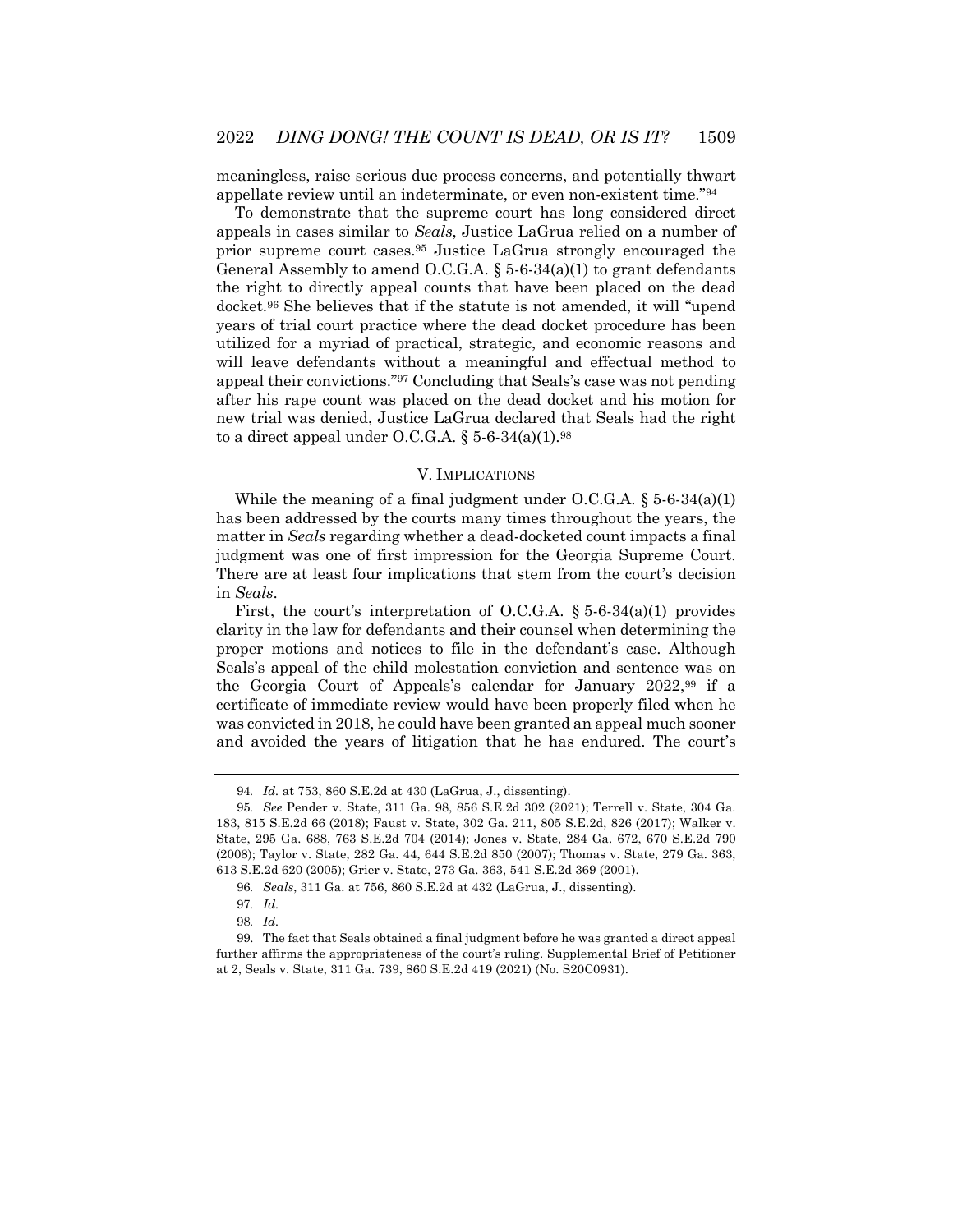meaningless, raise serious due process concerns, and potentially thwart appellate review until an indeterminate, or even non-existent time."[94]

To demonstrate that the supreme court has long considered direct appeals in cases similar to *Seals*, Justice LaGrua relied on a number of prior supreme court cases.[95] Justice LaGrua strongly encouraged the General Assembly to amend O.C.G.A. § 5-6-34(a)(1) to grant defendants the right to directly appeal counts that have been placed on the dead docket.[96] She believes that if the statute is not amended, it will "upend years of trial court practice where the dead docket procedure has been utilized for a myriad of practical, strategic, and economic reasons and will leave defendants without a meaningful and effectual method to appeal their convictions."[97] Concluding that Seals's case was not pending after his rape count was placed on the dead docket and his motion for new trial was denied, Justice LaGrua declared that Seals had the right to a direct appeal under O.C.G.A. § 5-6-34(a)(1).[98]

## V. IMPLICATIONS

While the meaning of a final judgment under O.C.G.A. § 5-6-34(a)(1) has been addressed by the courts many times throughout the years, the matter in *Seals* regarding whether a dead-docketed count impacts a final judgment was one of first impression for the Georgia Supreme Court. There are at least four implications that stem from the court's decision in *Seals*.

First, the court's interpretation of O.C.G.A. § 5-6-34(a)(1) provides clarity in the law for defendants and their counsel when determining the proper motions and notices to file in the defendant's case. Although Seals's appeal of the child molestation conviction and sentence was on the Georgia Court of Appeals's calendar for January 2022,[99] if a certificate of immediate review would have been properly filed when he was convicted in 2018, he could have been granted an appeal much sooner and avoided the years of litigation that he has endured. The court's

---

94. *Id.* at 753, 860 S.E.2d at 430 (LaGrua, J., dissenting).

95. *See* Pender v. State, 311 Ga. 98, 856 S.E.2d 302 (2021); Terrell v. State, 304 Ga. 183, 815 S.E.2d 66 (2018); Faust v. State, 302 Ga. 211, 805 S.E.2d, 826 (2017); Walker v. State, 295 Ga. 688, 763 S.E.2d 704 (2014); Jones v. State, 284 Ga. 672, 670 S.E.2d 790 (2008); Taylor v. State, 282 Ga. 44, 644 S.E.2d 850 (2007); Thomas v. State, 279 Ga. 363, 613 S.E.2d 620 (2005); Grier v. State, 273 Ga. 363, 541 S.E.2d 369 (2001).

96. *Seals*, 311 Ga. at 756, 860 S.E.2d at 432 (LaGrua, J., dissenting).

97. *Id.*

98. *Id.*

99. The fact that Seals obtained a final judgment before he was granted a direct appeal further affirms the appropriateness of the court's ruling. Supplemental Brief of Petitioner at 2, Seals v. State, 311 Ga. 739, 860 S.E.2d 419 (2021) (No. S20C0931).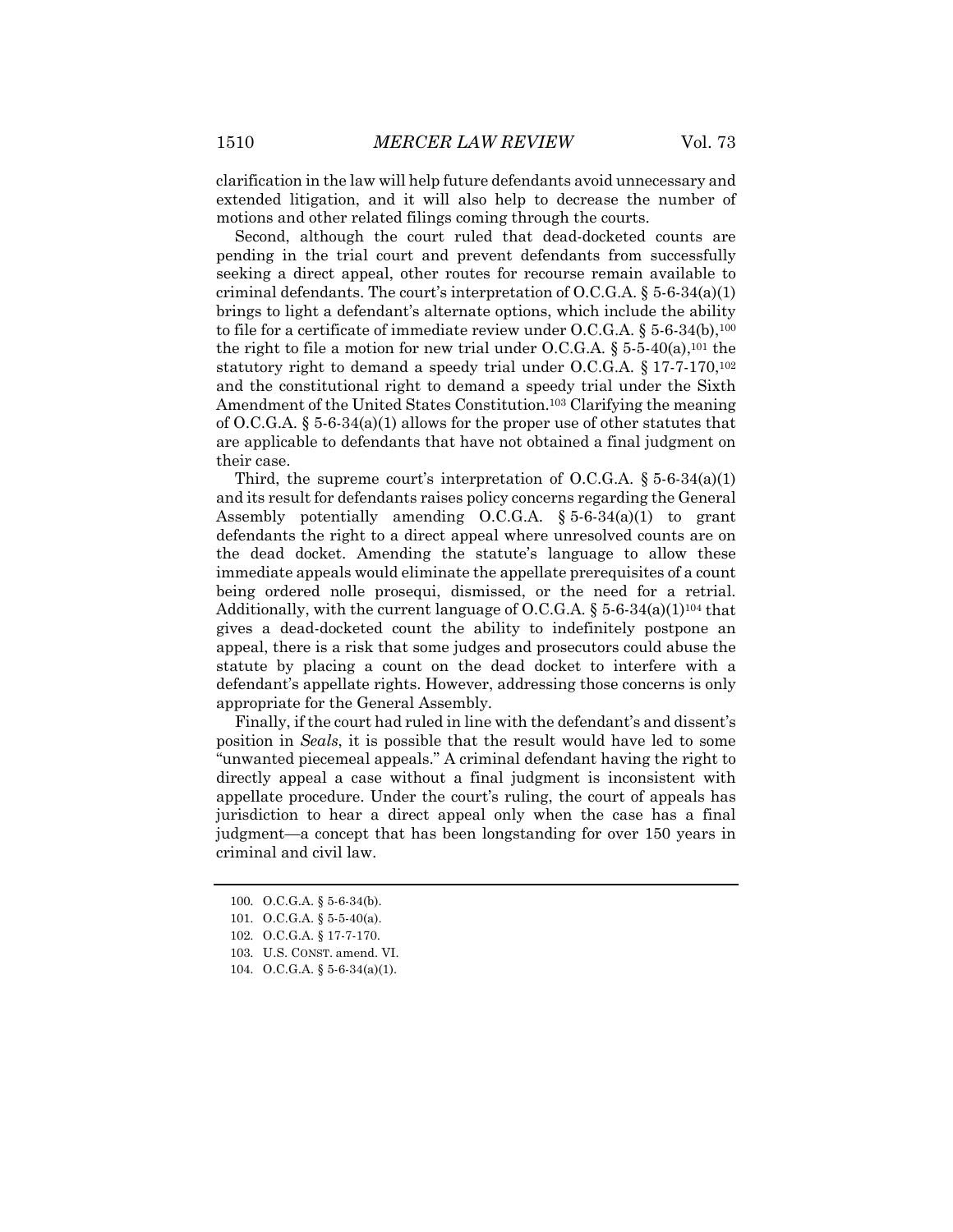clarification in the law will help future defendants avoid unnecessary and extended litigation, and it will also help to decrease the number of motions and other related filings coming through the courts.

Second, although the court ruled that dead-docketed counts are pending in the trial court and prevent defendants from successfully seeking a direct appeal, other routes for recourse remain available to criminal defendants. The court's interpretation of O.C.G.A. § 5-6-34(a)(1) brings to light a defendant's alternate options, which include the ability to file for a certificate of immediate review under O.C.G.A. § 5-6-34(b),[100] the right to file a motion for new trial under O.C.G.A. § 5-5-40(a),[101] the statutory right to demand a speedy trial under O.C.G.A. § 17-7-170,[102] and the constitutional right to demand a speedy trial under the Sixth Amendment of the United States Constitution.[103] Clarifying the meaning of O.C.G.A. § 5-6-34(a)(1) allows for the proper use of other statutes that are applicable to defendants that have not obtained a final judgment on their case.

Third, the supreme court's interpretation of O.C.G.A. § 5-6-34(a)(1) and its result for defendants raises policy concerns regarding the General Assembly potentially amending O.C.G.A. § 5-6-34(a)(1) to grant defendants the right to a direct appeal where unresolved counts are on the dead docket. Amending the statute's language to allow these immediate appeals would eliminate the appellate prerequisites of a count being ordered nolle prosequi, dismissed, or the need for a retrial. Additionally, with the current language of O.C.G.A. § 5-6-34(a)(1)[104] that gives a dead-docketed count the ability to indefinitely postpone an appeal, there is a risk that some judges and prosecutors could abuse the statute by placing a count on the dead docket to interfere with a defendant's appellate rights. However, addressing those concerns is only appropriate for the General Assembly.

Finally, if the court had ruled in line with the defendant's and dissent's position in *Seals*, it is possible that the result would have led to some "unwanted piecemeal appeals." A criminal defendant having the right to directly appeal a case without a final judgment is inconsistent with appellate procedure. Under the court's ruling, the court of appeals has jurisdiction to hear a direct appeal only when the case has a final judgment—a concept that has been longstanding for over 150 years in criminal and civil law.

---

100. O.C.G.A. § 5-6-34(b).

101. O.C.G.A. § 5-5-40(a).

102. O.C.G.A. § 17-7-170.

103. U.S. CONST. amend. VI.

104. O.C.G.A. § 5-6-34(a)(1).